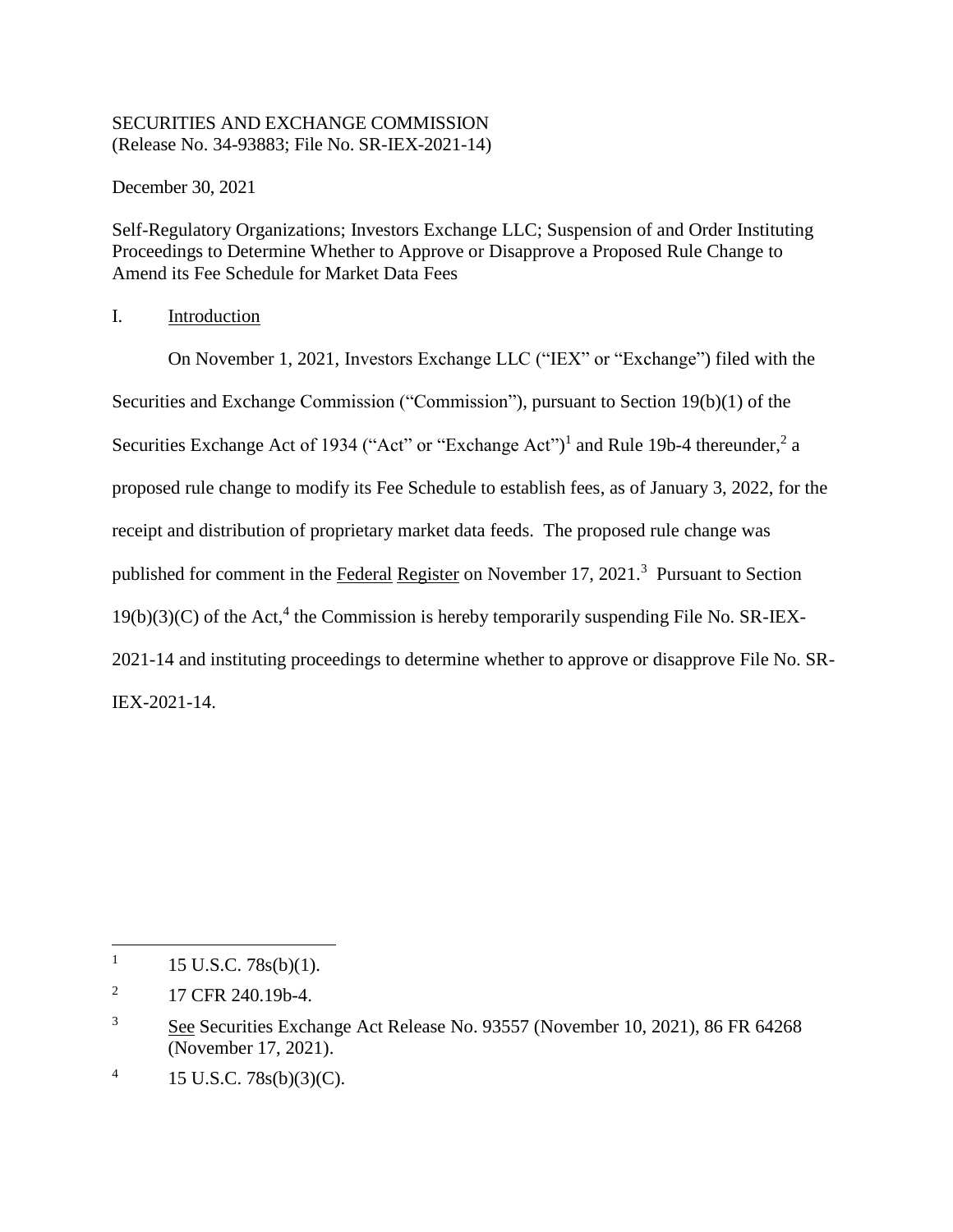SECURITIES AND EXCHANGE COMMISSION
(Release No. 34-93883; File No. SR-IEX-2021-14)

December 30, 2021

Self-Regulatory Organizations; Investors Exchange LLC; Suspension of and Order Instituting Proceedings to Determine Whether to Approve or Disapprove a Proposed Rule Change to Amend its Fee Schedule for Market Data Fees

I. Introduction

On November 1, 2021, Investors Exchange LLC ("IEX" or "Exchange") filed with the Securities and Exchange Commission ("Commission"), pursuant to Section 19(b)(1) of the Securities Exchange Act of 1934 ("Act" or "Exchange Act")[1] and Rule 19b-4 thereunder,[2] a proposed rule change to modify its Fee Schedule to establish fees, as of January 3, 2022, for the receipt and distribution of proprietary market data feeds. The proposed rule change was published for comment in the Federal Register on November 17, 2021.[3] Pursuant to Section 19(b)(3)(C) of the Act,[4] the Commission is hereby temporarily suspending File No. SR-IEX-2021-14 and instituting proceedings to determine whether to approve or disapprove File No. SR-IEX-2021-14.

---

[1] 15 U.S.C. 78s(b)(1).

[2] 17 CFR 240.19b-4.

[3] See Securities Exchange Act Release No. 93557 (November 10, 2021), 86 FR 64268 (November 17, 2021).

[4] 15 U.S.C. 78s(b)(3)(C).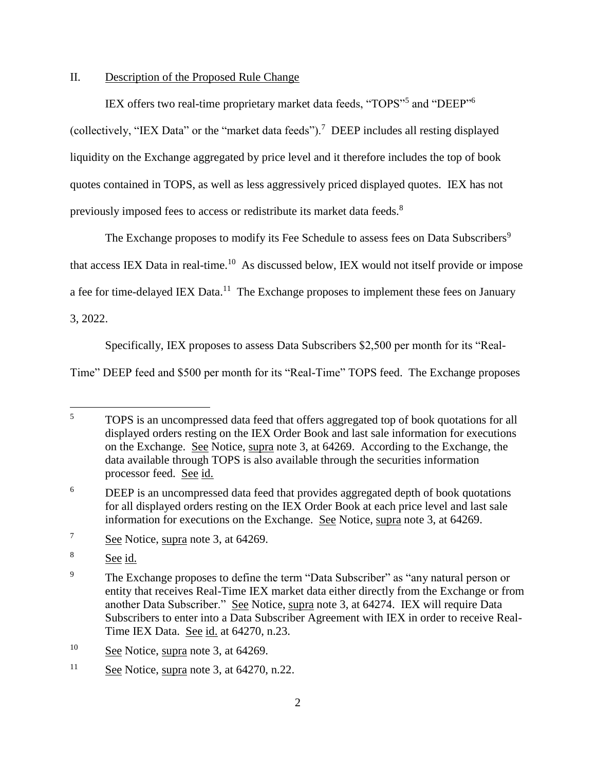## II. Description of the Proposed Rule Change

IEX offers two real-time proprietary market data feeds, "TOPS"[5] and "DEEP"[6] (collectively, "IEX Data" or the "market data feeds").[7] DEEP includes all resting displayed liquidity on the Exchange aggregated by price level and it therefore includes the top of book quotes contained in TOPS, as well as less aggressively priced displayed quotes. IEX has not previously imposed fees to access or redistribute its market data feeds.[8]

The Exchange proposes to modify its Fee Schedule to assess fees on Data Subscribers[9] that access IEX Data in real-time.[10] As discussed below, IEX would not itself provide or impose a fee for time-delayed IEX Data.[11] The Exchange proposes to implement these fees on January 3, 2022.

Specifically, IEX proposes to assess Data Subscribers $2,500 per month for its "Real-Time" DEEP feed and $500 per month for its "Real-Time" TOPS feed. The Exchange proposes

---

[5] TOPS is an uncompressed data feed that offers aggregated top of book quotations for all displayed orders resting on the IEX Order Book and last sale information for executions on the Exchange. See Notice, supra note 3, at 64269. According to the Exchange, the data available through TOPS is also available through the securities information processor feed. See id.

[6] DEEP is an uncompressed data feed that provides aggregated depth of book quotations for all displayed orders resting on the IEX Order Book at each price level and last sale information for executions on the Exchange. See Notice, supra note 3, at 64269.

[7] See Notice, supra note 3, at 64269.

[8] See id.

[9] The Exchange proposes to define the term "Data Subscriber" as "any natural person or entity that receives Real-Time IEX market data either directly from the Exchange or from another Data Subscriber." See Notice, supra note 3, at 64274. IEX will require Data Subscribers to enter into a Data Subscriber Agreement with IEX in order to receive Real-Time IEX Data. See id. at 64270, n.23.

[10] See Notice, supra note 3, at 64269.

[11] See Notice, supra note 3, at 64270, n.22.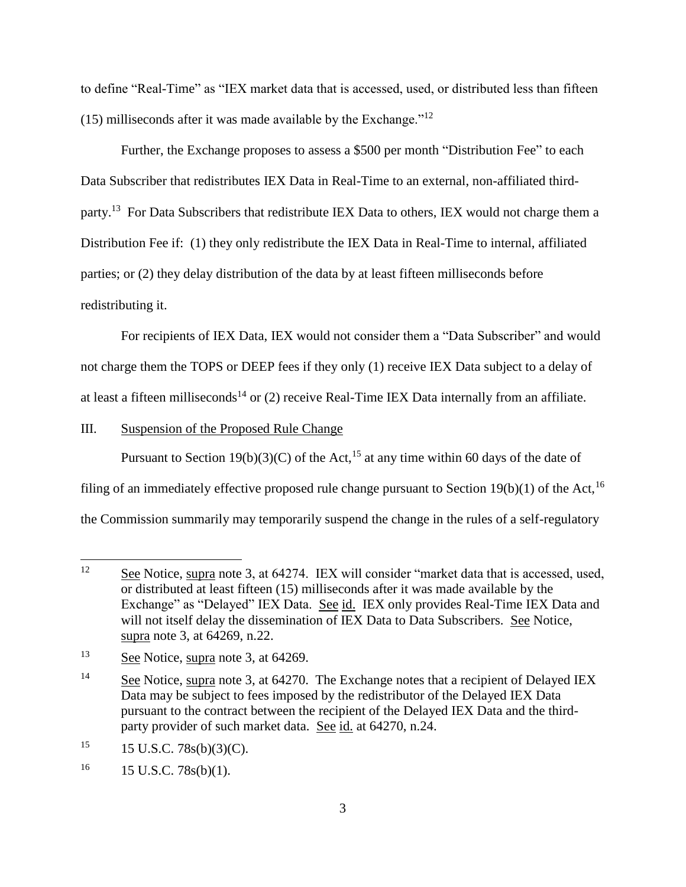to define "Real-Time" as "IEX market data that is accessed, used, or distributed less than fifteen (15) milliseconds after it was made available by the Exchange."[12]

Further, the Exchange proposes to assess a $500 per month "Distribution Fee" to each Data Subscriber that redistributes IEX Data in Real-Time to an external, non-affiliated third-party.[13] For Data Subscribers that redistribute IEX Data to others, IEX would not charge them a Distribution Fee if: (1) they only redistribute the IEX Data in Real-Time to internal, affiliated parties; or (2) they delay distribution of the data by at least fifteen milliseconds before redistributing it.

For recipients of IEX Data, IEX would not consider them a "Data Subscriber" and would not charge them the TOPS or DEEP fees if they only (1) receive IEX Data subject to a delay of at least a fifteen milliseconds[14] or (2) receive Real-Time IEX Data internally from an affiliate.

## III. Suspension of the Proposed Rule Change

Pursuant to Section 19(b)(3)(C) of the Act,[15] at any time within 60 days of the date of filing of an immediately effective proposed rule change pursuant to Section 19(b)(1) of the Act,[16] the Commission summarily may temporarily suspend the change in the rules of a self-regulatory

---

[12] See Notice, supra note 3, at 64274. IEX will consider "market data that is accessed, used, or distributed at least fifteen (15) milliseconds after it was made available by the Exchange" as "Delayed" IEX Data. See id. IEX only provides Real-Time IEX Data and will not itself delay the dissemination of IEX Data to Data Subscribers. See Notice, supra note 3, at 64269, n.22.

[13] See Notice, supra note 3, at 64269.

[14] See Notice, supra note 3, at 64270. The Exchange notes that a recipient of Delayed IEX Data may be subject to fees imposed by the redistributor of the Delayed IEX Data pursuant to the contract between the recipient of the Delayed IEX Data and the third-party provider of such market data. See id. at 64270, n.24.

[15] 15 U.S.C. 78s(b)(3)(C).

[16] 15 U.S.C. 78s(b)(1).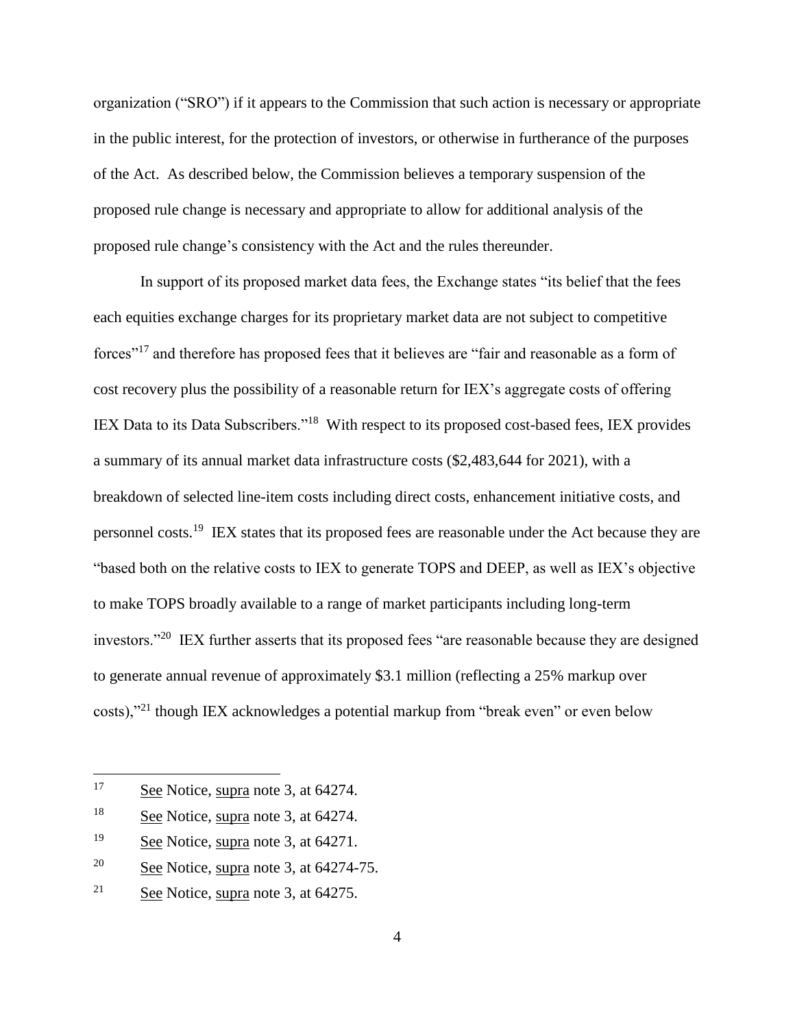organization ("SRO") if it appears to the Commission that such action is necessary or appropriate in the public interest, for the protection of investors, or otherwise in furtherance of the purposes of the Act. As described below, the Commission believes a temporary suspension of the proposed rule change is necessary and appropriate to allow for additional analysis of the proposed rule change's consistency with the Act and the rules thereunder.

In support of its proposed market data fees, the Exchange states "its belief that the fees each equities exchange charges for its proprietary market data are not subject to competitive forces"[17] and therefore has proposed fees that it believes are "fair and reasonable as a form of cost recovery plus the possibility of a reasonable return for IEX's aggregate costs of offering IEX Data to its Data Subscribers."[18] With respect to its proposed cost-based fees, IEX provides a summary of its annual market data infrastructure costs ($2,483,644 for 2021), with a breakdown of selected line-item costs including direct costs, enhancement initiative costs, and personnel costs.[19] IEX states that its proposed fees are reasonable under the Act because they are "based both on the relative costs to IEX to generate TOPS and DEEP, as well as IEX's objective to make TOPS broadly available to a range of market participants including long-term investors."[20] IEX further asserts that its proposed fees "are reasonable because they are designed to generate annual revenue of approximately $3.1 million (reflecting a 25% markup over costs),"[21] though IEX acknowledges a potential markup from "break even" or even below

---

[17] See Notice, supra note 3, at 64274.

[18] See Notice, supra note 3, at 64274.

[19] See Notice, supra note 3, at 64271.

[20] See Notice, supra note 3, at 64274-75.

[21] See Notice, supra note 3, at 64275.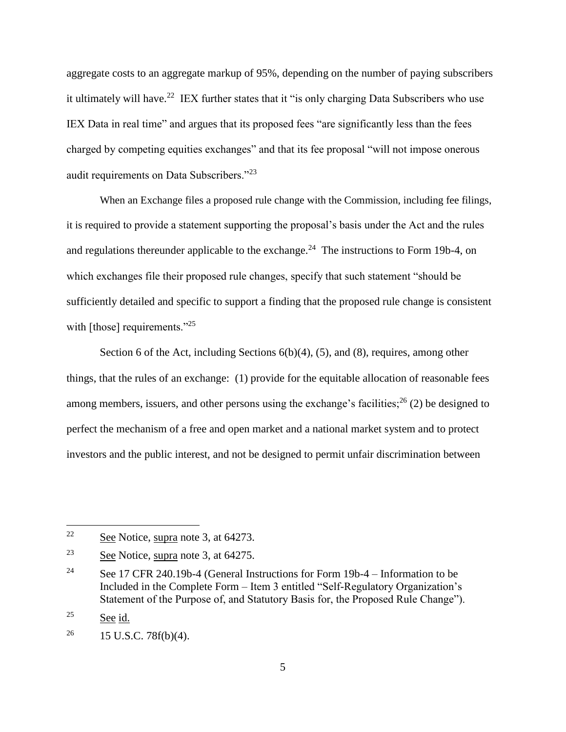aggregate costs to an aggregate markup of 95%, depending on the number of paying subscribers it ultimately will have.[22] IEX further states that it "is only charging Data Subscribers who use IEX Data in real time" and argues that its proposed fees "are significantly less than the fees charged by competing equities exchanges" and that its fee proposal "will not impose onerous audit requirements on Data Subscribers."[23]

When an Exchange files a proposed rule change with the Commission, including fee filings, it is required to provide a statement supporting the proposal's basis under the Act and the rules and regulations thereunder applicable to the exchange.[24] The instructions to Form 19b-4, on which exchanges file their proposed rule changes, specify that such statement "should be sufficiently detailed and specific to support a finding that the proposed rule change is consistent with [those] requirements."[25]

Section 6 of the Act, including Sections 6(b)(4), (5), and (8), requires, among other things, that the rules of an exchange: (1) provide for the equitable allocation of reasonable fees among members, issuers, and other persons using the exchange's facilities;[26] (2) be designed to perfect the mechanism of a free and open market and a national market system and to protect investors and the public interest, and not be designed to permit unfair discrimination between

---

[22] See Notice, supra note 3, at 64273.

[23] See Notice, supra note 3, at 64275.

[24] See 17 CFR 240.19b-4 (General Instructions for Form 19b-4 – Information to be Included in the Complete Form – Item 3 entitled "Self-Regulatory Organization's Statement of the Purpose of, and Statutory Basis for, the Proposed Rule Change").

[25] See id.

[26] 15 U.S.C. 78f(b)(4).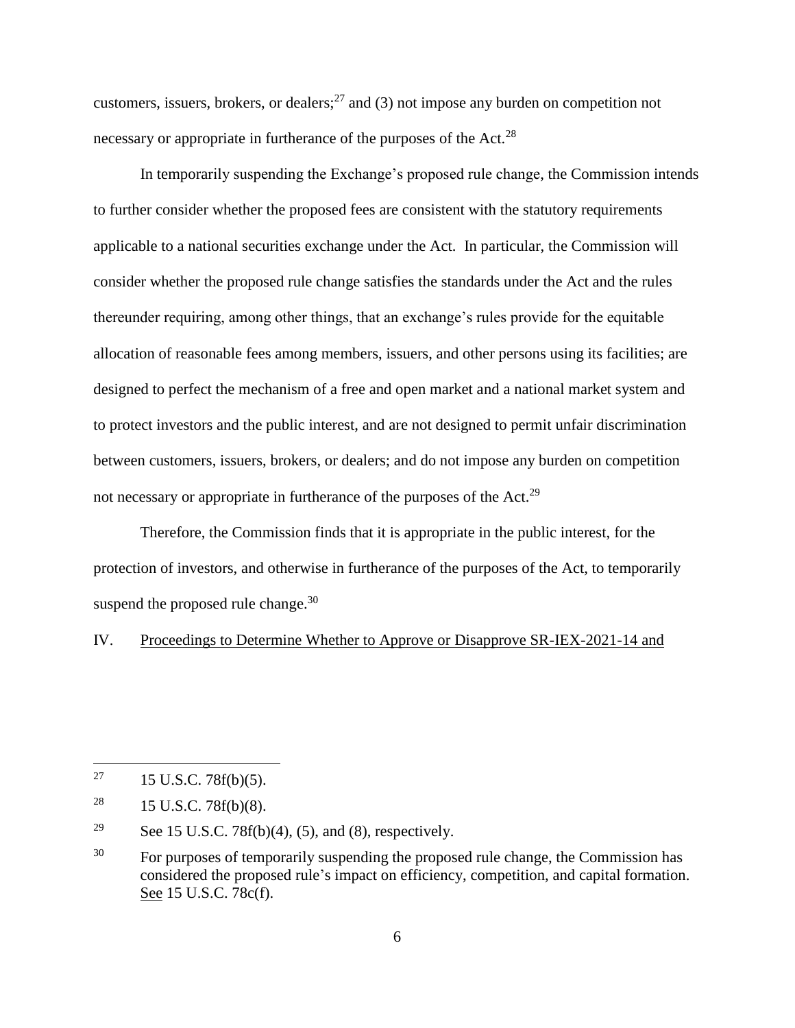customers, issuers, brokers, or dealers;[27] and (3) not impose any burden on competition not necessary or appropriate in furtherance of the purposes of the Act.[28]

In temporarily suspending the Exchange's proposed rule change, the Commission intends to further consider whether the proposed fees are consistent with the statutory requirements applicable to a national securities exchange under the Act. In particular, the Commission will consider whether the proposed rule change satisfies the standards under the Act and the rules thereunder requiring, among other things, that an exchange's rules provide for the equitable allocation of reasonable fees among members, issuers, and other persons using its facilities; are designed to perfect the mechanism of a free and open market and a national market system and to protect investors and the public interest, and are not designed to permit unfair discrimination between customers, issuers, brokers, or dealers; and do not impose any burden on competition not necessary or appropriate in furtherance of the purposes of the Act.[29]

Therefore, the Commission finds that it is appropriate in the public interest, for the protection of investors, and otherwise in furtherance of the purposes of the Act, to temporarily suspend the proposed rule change.[30]

## IV. Proceedings to Determine Whether to Approve or Disapprove SR-IEX-2021-14 and

---

[27] 15 U.S.C. 78f(b)(5).

[28] 15 U.S.C. 78f(b)(8).

[29] See 15 U.S.C. 78f(b)(4), (5), and (8), respectively.

[30] For purposes of temporarily suspending the proposed rule change, the Commission has considered the proposed rule's impact on efficiency, competition, and capital formation. See 15 U.S.C. 78c(f).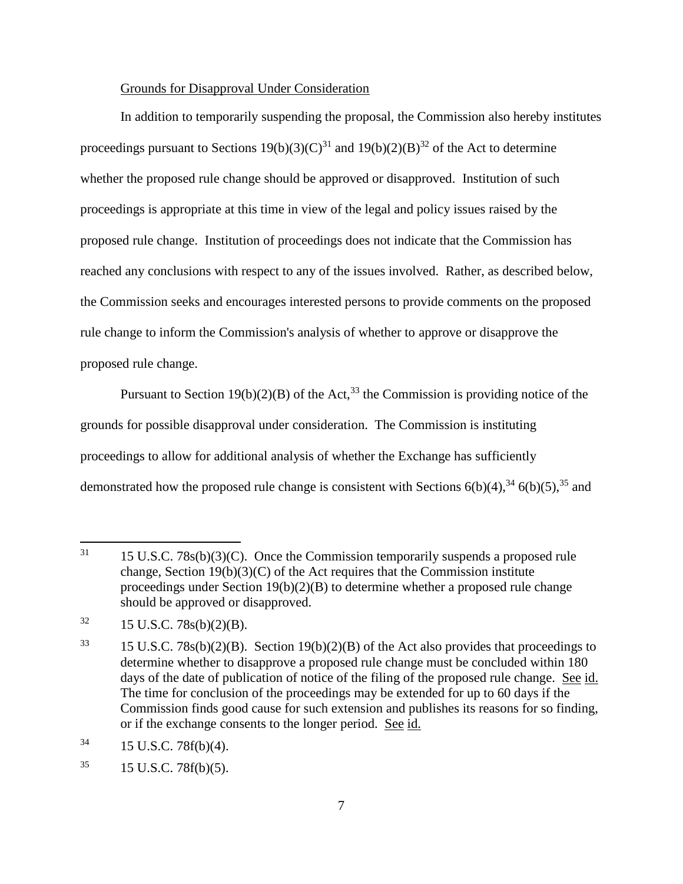Grounds for Disapproval Under Consideration

In addition to temporarily suspending the proposal, the Commission also hereby institutes proceedings pursuant to Sections 19(b)(3)(C)[31] and 19(b)(2)(B)[32] of the Act to determine whether the proposed rule change should be approved or disapproved. Institution of such proceedings is appropriate at this time in view of the legal and policy issues raised by the proposed rule change. Institution of proceedings does not indicate that the Commission has reached any conclusions with respect to any of the issues involved. Rather, as described below, the Commission seeks and encourages interested persons to provide comments on the proposed rule change to inform the Commission's analysis of whether to approve or disapprove the proposed rule change.

Pursuant to Section 19(b)(2)(B) of the Act,[33] the Commission is providing notice of the grounds for possible disapproval under consideration. The Commission is instituting proceedings to allow for additional analysis of whether the Exchange has sufficiently demonstrated how the proposed rule change is consistent with Sections 6(b)(4),[34] 6(b)(5),[35] and

---

[31] 15 U.S.C. 78s(b)(3)(C). Once the Commission temporarily suspends a proposed rule change, Section 19(b)(3)(C) of the Act requires that the Commission institute proceedings under Section 19(b)(2)(B) to determine whether a proposed rule change should be approved or disapproved.

[32] 15 U.S.C. 78s(b)(2)(B).

[33] 15 U.S.C. 78s(b)(2)(B). Section 19(b)(2)(B) of the Act also provides that proceedings to determine whether to disapprove a proposed rule change must be concluded within 180 days of the date of publication of notice of the filing of the proposed rule change. See id. The time for conclusion of the proceedings may be extended for up to 60 days if the Commission finds good cause for such extension and publishes its reasons for so finding, or if the exchange consents to the longer period. See id.

[34] 15 U.S.C. 78f(b)(4).

[35] 15 U.S.C. 78f(b)(5).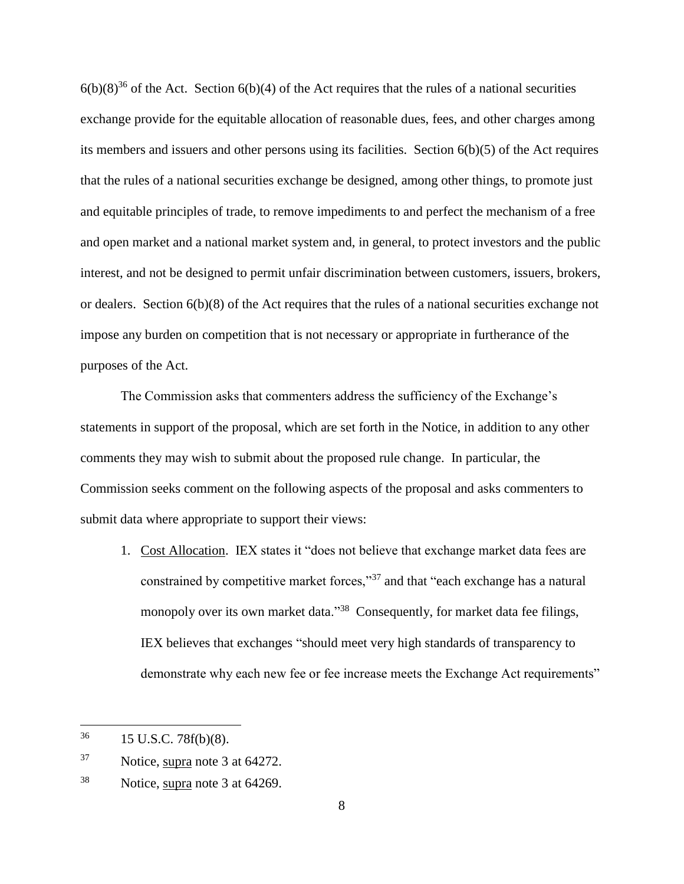6(b)(8)[36] of the Act. Section 6(b)(4) of the Act requires that the rules of a national securities exchange provide for the equitable allocation of reasonable dues, fees, and other charges among its members and issuers and other persons using its facilities. Section 6(b)(5) of the Act requires that the rules of a national securities exchange be designed, among other things, to promote just and equitable principles of trade, to remove impediments to and perfect the mechanism of a free and open market and a national market system and, in general, to protect investors and the public interest, and not be designed to permit unfair discrimination between customers, issuers, brokers, or dealers. Section 6(b)(8) of the Act requires that the rules of a national securities exchange not impose any burden on competition that is not necessary or appropriate in furtherance of the purposes of the Act.

The Commission asks that commenters address the sufficiency of the Exchange's statements in support of the proposal, which are set forth in the Notice, in addition to any other comments they may wish to submit about the proposed rule change. In particular, the Commission seeks comment on the following aspects of the proposal and asks commenters to submit data where appropriate to support their views:

1. Cost Allocation. IEX states it "does not believe that exchange market data fees are constrained by competitive market forces,"[37] and that "each exchange has a natural monopoly over its own market data."[38] Consequently, for market data fee filings, IEX believes that exchanges "should meet very high standards of transparency to demonstrate why each new fee or fee increase meets the Exchange Act requirements"

---

[36] 15 U.S.C. 78f(b)(8).

[37] Notice, supra note 3 at 64272.

[38] Notice, supra note 3 at 64269.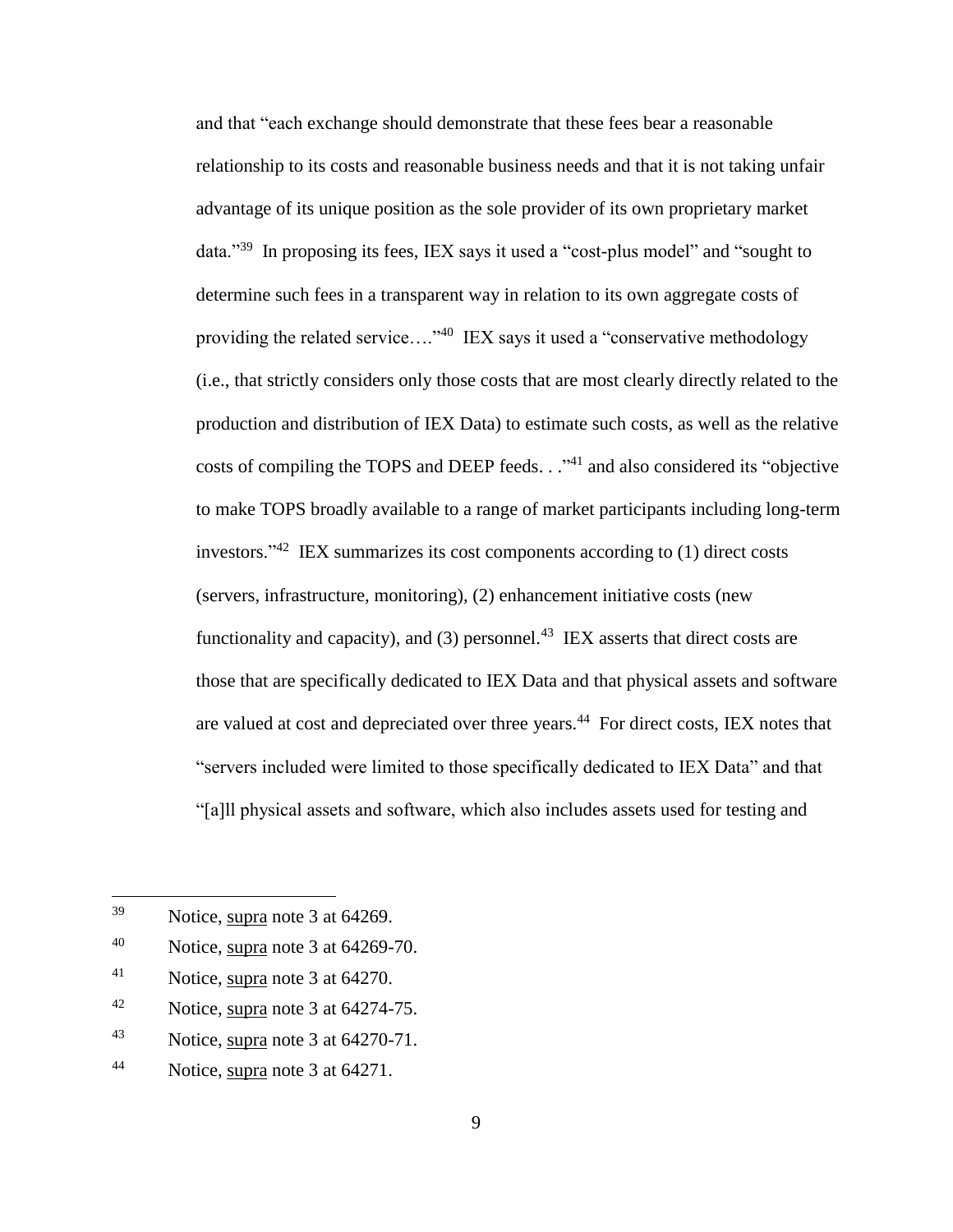and that "each exchange should demonstrate that these fees bear a reasonable relationship to its costs and reasonable business needs and that it is not taking unfair advantage of its unique position as the sole provider of its own proprietary market data."[39] In proposing its fees, IEX says it used a "cost-plus model" and "sought to determine such fees in a transparent way in relation to its own aggregate costs of providing the related service…."[40] IEX says it used a "conservative methodology (i.e., that strictly considers only those costs that are most clearly directly related to the production and distribution of IEX Data) to estimate such costs, as well as the relative costs of compiling the TOPS and DEEP feeds. . ."[41] and also considered its "objective to make TOPS broadly available to a range of market participants including long-term investors."[42] IEX summarizes its cost components according to (1) direct costs (servers, infrastructure, monitoring), (2) enhancement initiative costs (new functionality and capacity), and (3) personnel.[43] IEX asserts that direct costs are those that are specifically dedicated to IEX Data and that physical assets and software are valued at cost and depreciated over three years.[44] For direct costs, IEX notes that "servers included were limited to those specifically dedicated to IEX Data" and that "[a]ll physical assets and software, which also includes assets used for testing and

---

[39] Notice, supra note 3 at 64269.

[40] Notice, supra note 3 at 64269-70.

[41] Notice, supra note 3 at 64270.

[42] Notice, supra note 3 at 64274-75.

[43] Notice, supra note 3 at 64270-71.

[44] Notice, supra note 3 at 64271.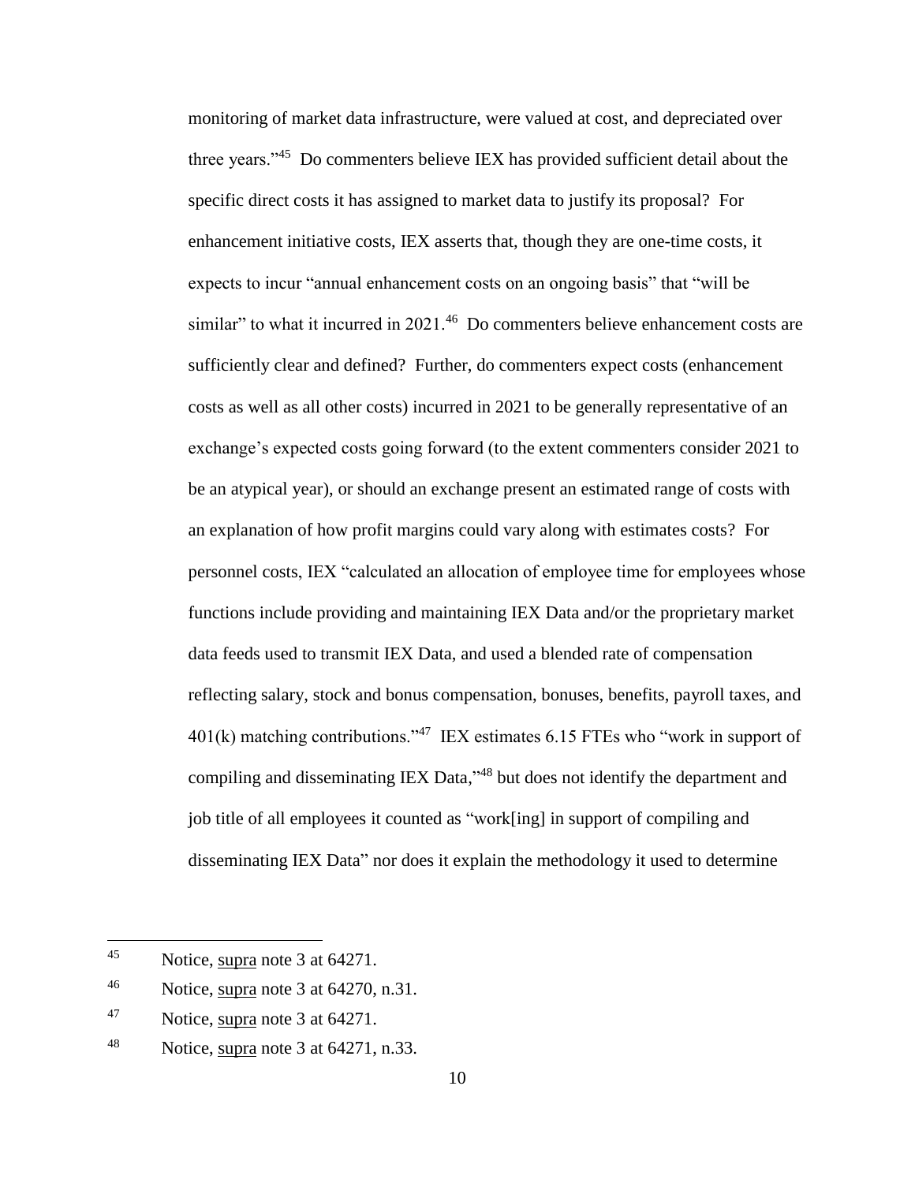monitoring of market data infrastructure, were valued at cost, and depreciated over three years."[45] Do commenters believe IEX has provided sufficient detail about the specific direct costs it has assigned to market data to justify its proposal? For enhancement initiative costs, IEX asserts that, though they are one-time costs, it expects to incur "annual enhancement costs on an ongoing basis" that "will be similar" to what it incurred in 2021.[46] Do commenters believe enhancement costs are sufficiently clear and defined? Further, do commenters expect costs (enhancement costs as well as all other costs) incurred in 2021 to be generally representative of an exchange's expected costs going forward (to the extent commenters consider 2021 to be an atypical year), or should an exchange present an estimated range of costs with an explanation of how profit margins could vary along with estimates costs? For personnel costs, IEX "calculated an allocation of employee time for employees whose functions include providing and maintaining IEX Data and/or the proprietary market data feeds used to transmit IEX Data, and used a blended rate of compensation reflecting salary, stock and bonus compensation, bonuses, benefits, payroll taxes, and 401(k) matching contributions."[47] IEX estimates 6.15 FTEs who "work in support of compiling and disseminating IEX Data,"[48] but does not identify the department and job title of all employees it counted as "work[ing] in support of compiling and disseminating IEX Data" nor does it explain the methodology it used to determine

---

[45] Notice, supra note 3 at 64271.

[46] Notice, supra note 3 at 64270, n.31.

[47] Notice, supra note 3 at 64271.

[48] Notice, supra note 3 at 64271, n.33.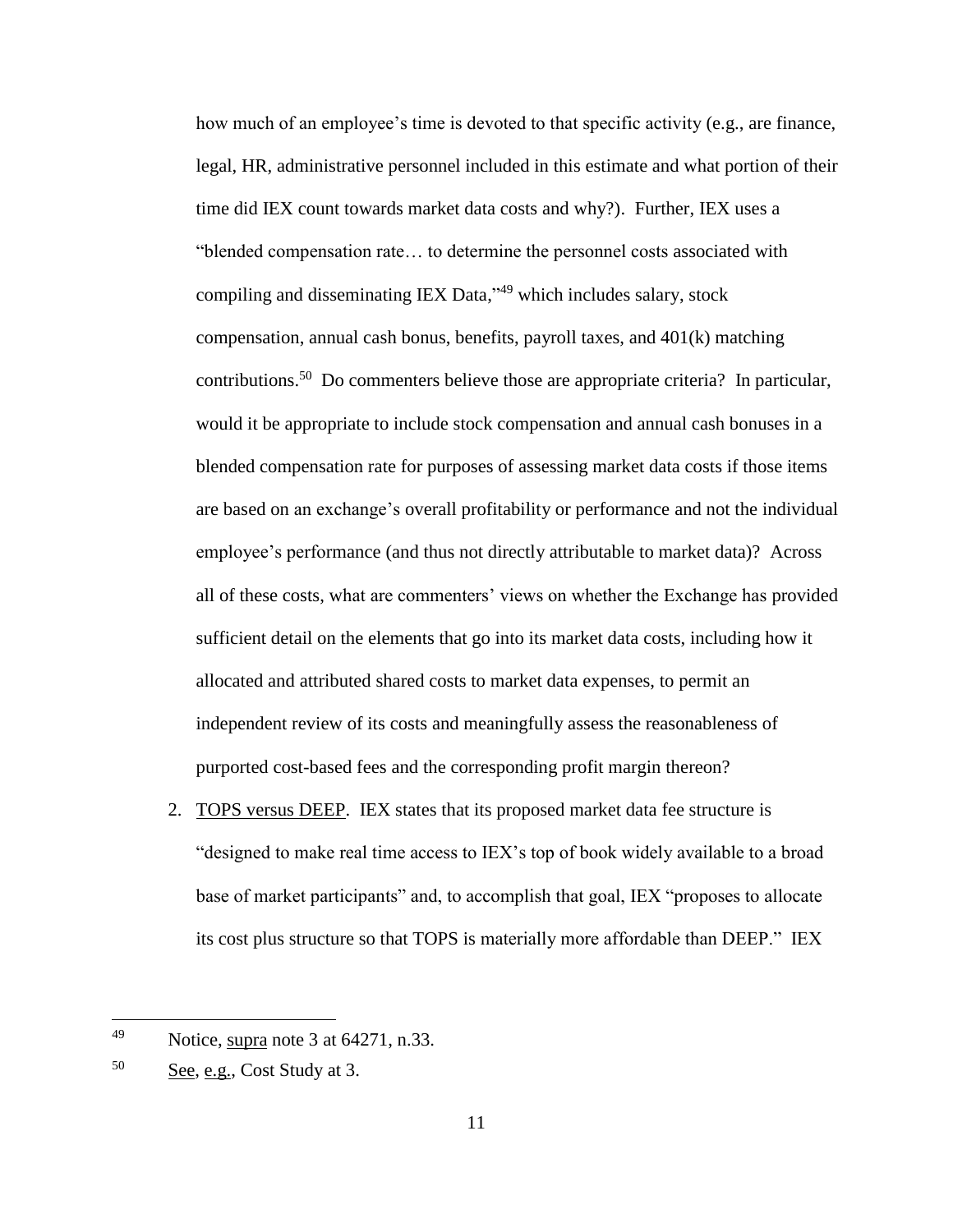how much of an employee's time is devoted to that specific activity (e.g., are finance, legal, HR, administrative personnel included in this estimate and what portion of their time did IEX count towards market data costs and why?). Further, IEX uses a "blended compensation rate… to determine the personnel costs associated with compiling and disseminating IEX Data,"[49] which includes salary, stock compensation, annual cash bonus, benefits, payroll taxes, and 401(k) matching contributions.[50] Do commenters believe those are appropriate criteria? In particular, would it be appropriate to include stock compensation and annual cash bonuses in a blended compensation rate for purposes of assessing market data costs if those items are based on an exchange's overall profitability or performance and not the individual employee's performance (and thus not directly attributable to market data)? Across all of these costs, what are commenters' views on whether the Exchange has provided sufficient detail on the elements that go into its market data costs, including how it allocated and attributed shared costs to market data expenses, to permit an independent review of its costs and meaningfully assess the reasonableness of purported cost-based fees and the corresponding profit margin thereon?

2. TOPS versus DEEP. IEX states that its proposed market data fee structure is "designed to make real time access to IEX's top of book widely available to a broad base of market participants" and, to accomplish that goal, IEX "proposes to allocate its cost plus structure so that TOPS is materially more affordable than DEEP." IEX

---

[49] Notice, supra note 3 at 64271, n.33.

[50] See, e.g., Cost Study at 3.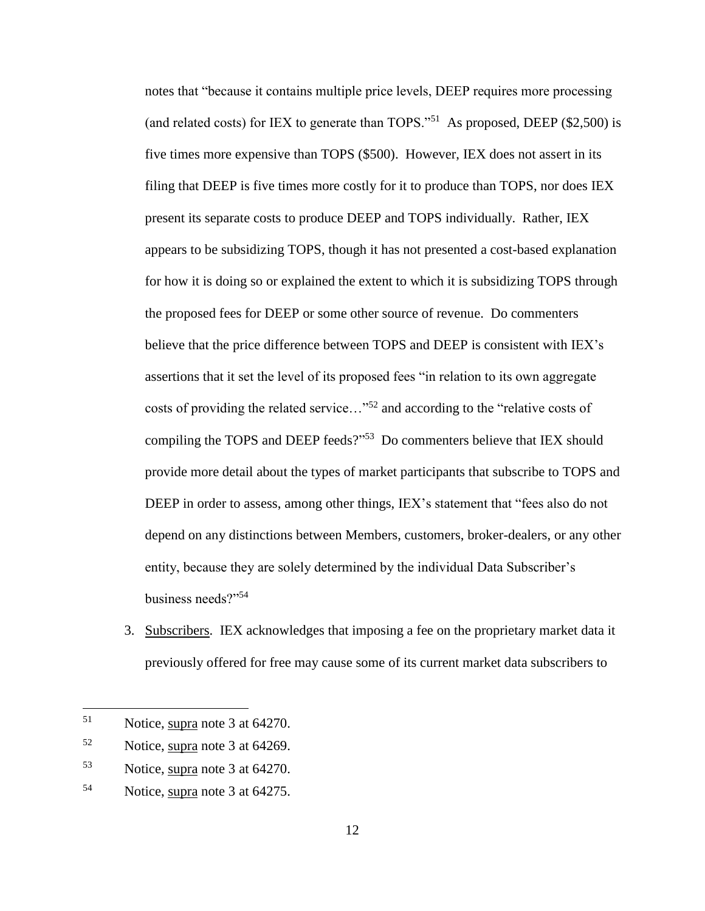notes that "because it contains multiple price levels, DEEP requires more processing (and related costs) for IEX to generate than TOPS."[51] As proposed, DEEP ($2,500) is five times more expensive than TOPS ($500). However, IEX does not assert in its filing that DEEP is five times more costly for it to produce than TOPS, nor does IEX present its separate costs to produce DEEP and TOPS individually. Rather, IEX appears to be subsidizing TOPS, though it has not presented a cost-based explanation for how it is doing so or explained the extent to which it is subsidizing TOPS through the proposed fees for DEEP or some other source of revenue. Do commenters believe that the price difference between TOPS and DEEP is consistent with IEX's assertions that it set the level of its proposed fees "in relation to its own aggregate costs of providing the related service…"[52] and according to the "relative costs of compiling the TOPS and DEEP feeds?"[53] Do commenters believe that IEX should provide more detail about the types of market participants that subscribe to TOPS and DEEP in order to assess, among other things, IEX's statement that "fees also do not depend on any distinctions between Members, customers, broker-dealers, or any other entity, because they are solely determined by the individual Data Subscriber's business needs?"[54]

3. Subscribers. IEX acknowledges that imposing a fee on the proprietary market data it previously offered for free may cause some of its current market data subscribers to

---

[51] Notice, supra note 3 at 64270.

[52] Notice, supra note 3 at 64269.

[53] Notice, supra note 3 at 64270.

[54] Notice, supra note 3 at 64275.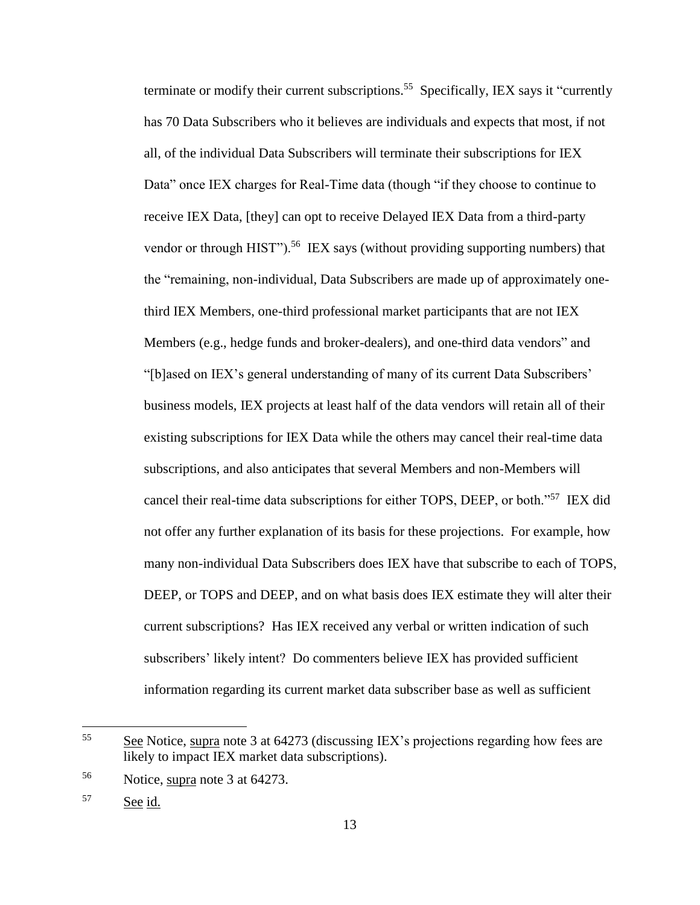terminate or modify their current subscriptions.[55] Specifically, IEX says it "currently has 70 Data Subscribers who it believes are individuals and expects that most, if not all, of the individual Data Subscribers will terminate their subscriptions for IEX Data" once IEX charges for Real-Time data (though "if they choose to continue to receive IEX Data, [they] can opt to receive Delayed IEX Data from a third-party vendor or through HIST").[56] IEX says (without providing supporting numbers) that the "remaining, non-individual, Data Subscribers are made up of approximately one-third IEX Members, one-third professional market participants that are not IEX Members (e.g., hedge funds and broker-dealers), and one-third data vendors" and "[b]ased on IEX's general understanding of many of its current Data Subscribers' business models, IEX projects at least half of the data vendors will retain all of their existing subscriptions for IEX Data while the others may cancel their real-time data subscriptions, and also anticipates that several Members and non-Members will cancel their real-time data subscriptions for either TOPS, DEEP, or both."[57] IEX did not offer any further explanation of its basis for these projections. For example, how many non-individual Data Subscribers does IEX have that subscribe to each of TOPS, DEEP, or TOPS and DEEP, and on what basis does IEX estimate they will alter their current subscriptions? Has IEX received any verbal or written indication of such subscribers' likely intent? Do commenters believe IEX has provided sufficient information regarding its current market data subscriber base as well as sufficient

---

[55] See Notice, supra note 3 at 64273 (discussing IEX's projections regarding how fees are likely to impact IEX market data subscriptions).

[56] Notice, supra note 3 at 64273.

[57] See id.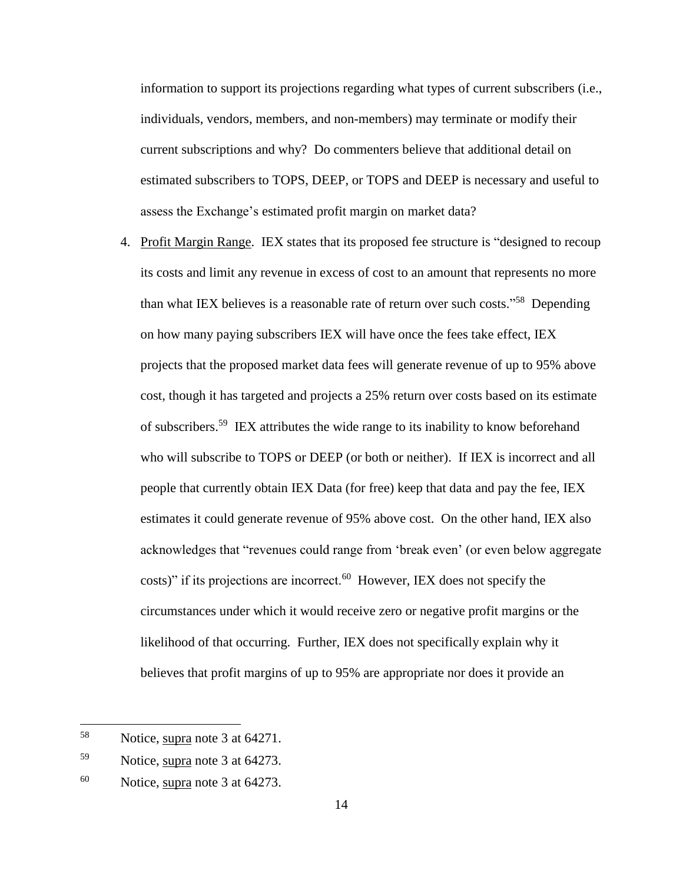information to support its projections regarding what types of current subscribers (i.e., individuals, vendors, members, and non-members) may terminate or modify their current subscriptions and why? Do commenters believe that additional detail on estimated subscribers to TOPS, DEEP, or TOPS and DEEP is necessary and useful to assess the Exchange's estimated profit margin on market data?

4. Profit Margin Range. IEX states that its proposed fee structure is "designed to recoup its costs and limit any revenue in excess of cost to an amount that represents no more than what IEX believes is a reasonable rate of return over such costs."[58] Depending on how many paying subscribers IEX will have once the fees take effect, IEX projects that the proposed market data fees will generate revenue of up to 95% above cost, though it has targeted and projects a 25% return over costs based on its estimate of subscribers.[59] IEX attributes the wide range to its inability to know beforehand who will subscribe to TOPS or DEEP (or both or neither). If IEX is incorrect and all people that currently obtain IEX Data (for free) keep that data and pay the fee, IEX estimates it could generate revenue of 95% above cost. On the other hand, IEX also acknowledges that "revenues could range from 'break even' (or even below aggregate costs)" if its projections are incorrect.[60] However, IEX does not specify the circumstances under which it would receive zero or negative profit margins or the likelihood of that occurring. Further, IEX does not specifically explain why it believes that profit margins of up to 95% are appropriate nor does it provide an

---

[58] Notice, supra note 3 at 64271.

[59] Notice, supra note 3 at 64273.

[60] Notice, supra note 3 at 64273.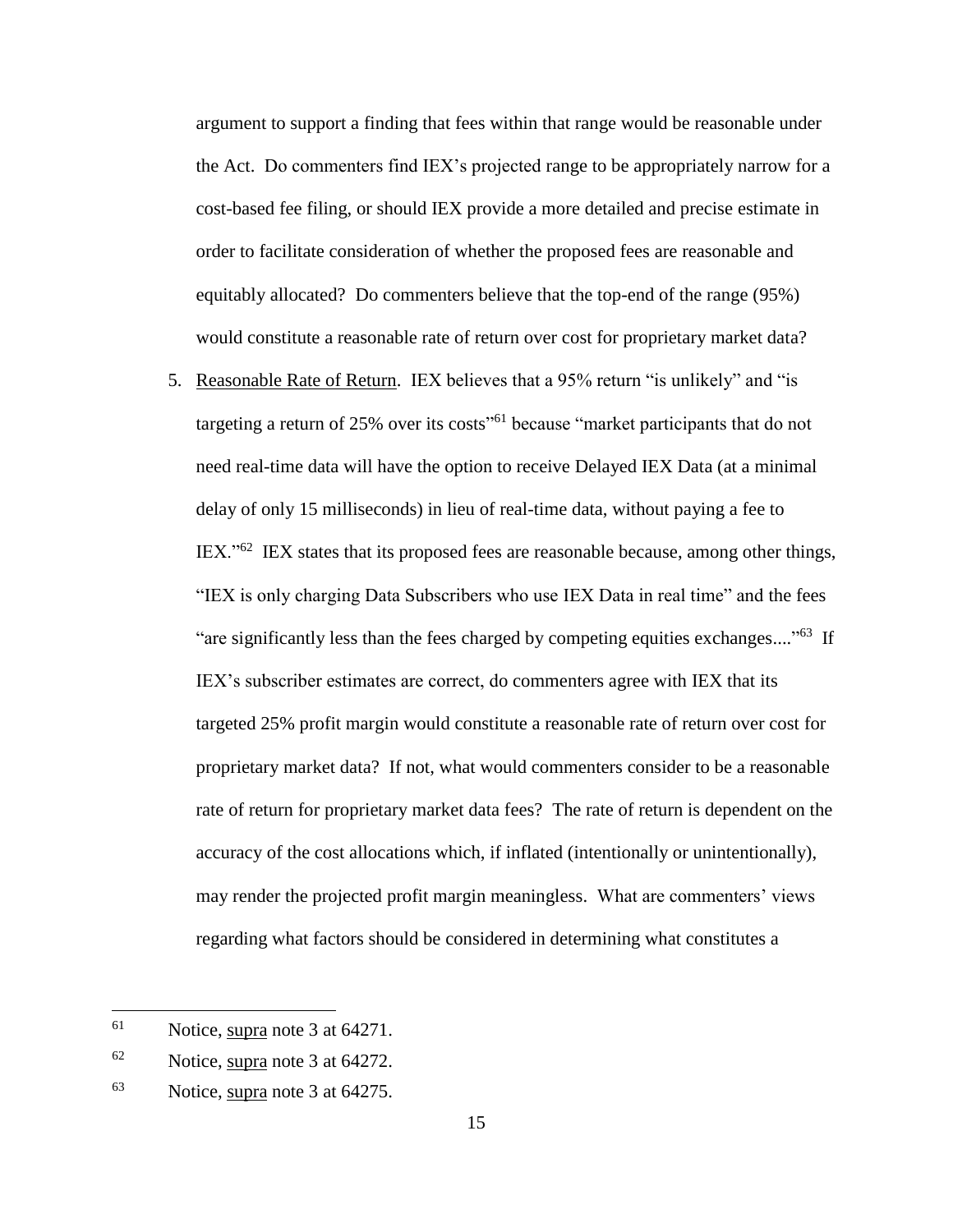argument to support a finding that fees within that range would be reasonable under the Act. Do commenters find IEX's projected range to be appropriately narrow for a cost-based fee filing, or should IEX provide a more detailed and precise estimate in order to facilitate consideration of whether the proposed fees are reasonable and equitably allocated? Do commenters believe that the top-end of the range (95%) would constitute a reasonable rate of return over cost for proprietary market data?

5. Reasonable Rate of Return. IEX believes that a 95% return "is unlikely" and "is targeting a return of 25% over its costs"[61] because "market participants that do not need real-time data will have the option to receive Delayed IEX Data (at a minimal delay of only 15 milliseconds) in lieu of real-time data, without paying a fee to IEX."[62] IEX states that its proposed fees are reasonable because, among other things, "IEX is only charging Data Subscribers who use IEX Data in real time" and the fees "are significantly less than the fees charged by competing equities exchanges...."[63] If IEX's subscriber estimates are correct, do commenters agree with IEX that its targeted 25% profit margin would constitute a reasonable rate of return over cost for proprietary market data? If not, what would commenters consider to be a reasonable rate of return for proprietary market data fees? The rate of return is dependent on the accuracy of the cost allocations which, if inflated (intentionally or unintentionally), may render the projected profit margin meaningless. What are commenters' views regarding what factors should be considered in determining what constitutes a

---

[61] Notice, supra note 3 at 64271.

[62] Notice, supra note 3 at 64272.

[63] Notice, supra note 3 at 64275.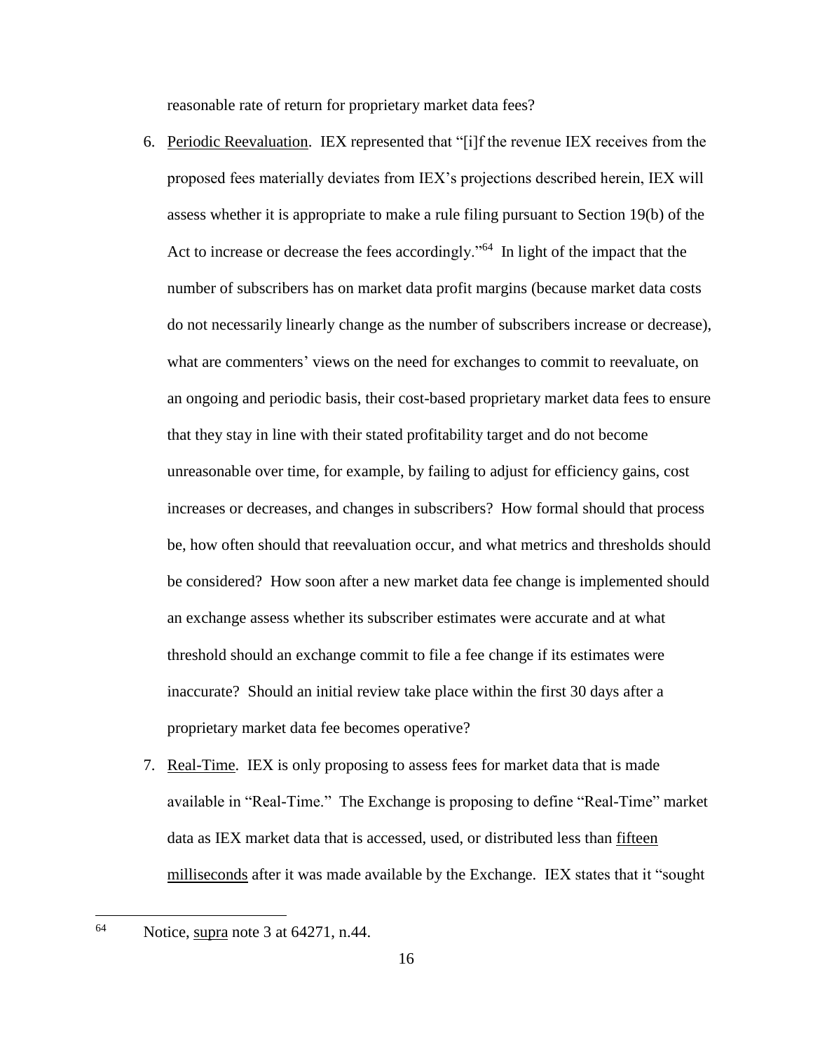reasonable rate of return for proprietary market data fees?

6. Periodic Reevaluation. IEX represented that "[i]f the revenue IEX receives from the proposed fees materially deviates from IEX's projections described herein, IEX will assess whether it is appropriate to make a rule filing pursuant to Section 19(b) of the Act to increase or decrease the fees accordingly."[64] In light of the impact that the number of subscribers has on market data profit margins (because market data costs do not necessarily linearly change as the number of subscribers increase or decrease), what are commenters' views on the need for exchanges to commit to reevaluate, on an ongoing and periodic basis, their cost-based proprietary market data fees to ensure that they stay in line with their stated profitability target and do not become unreasonable over time, for example, by failing to adjust for efficiency gains, cost increases or decreases, and changes in subscribers? How formal should that process be, how often should that reevaluation occur, and what metrics and thresholds should be considered? How soon after a new market data fee change is implemented should an exchange assess whether its subscriber estimates were accurate and at what threshold should an exchange commit to file a fee change if its estimates were inaccurate? Should an initial review take place within the first 30 days after a proprietary market data fee becomes operative?

7. Real-Time. IEX is only proposing to assess fees for market data that is made available in "Real-Time." The Exchange is proposing to define "Real-Time" market data as IEX market data that is accessed, used, or distributed less than fifteen milliseconds after it was made available by the Exchange. IEX states that it "sought

[64] Notice, supra note 3 at 64271, n.44.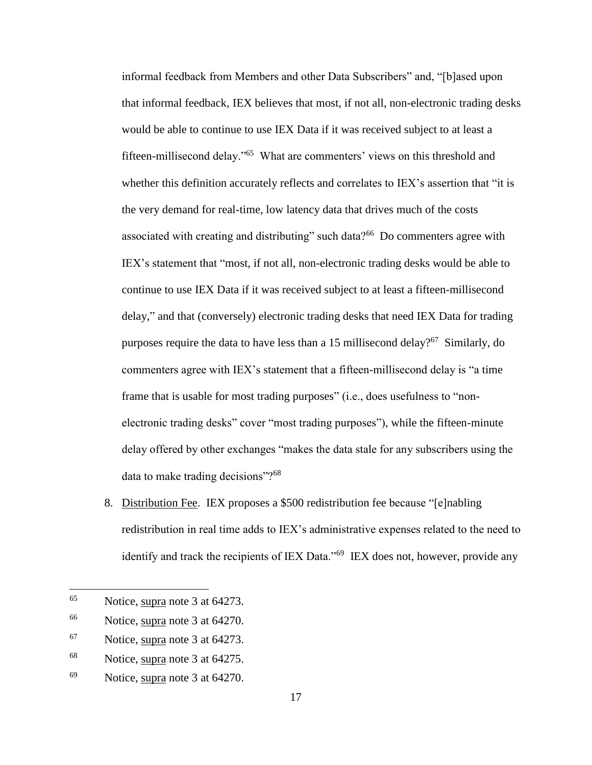informal feedback from Members and other Data Subscribers" and, "[b]ased upon that informal feedback, IEX believes that most, if not all, non-electronic trading desks would be able to continue to use IEX Data if it was received subject to at least a fifteen-millisecond delay."[65] What are commenters' views on this threshold and whether this definition accurately reflects and correlates to IEX's assertion that "it is the very demand for real-time, low latency data that drives much of the costs associated with creating and distributing" such data?[66] Do commenters agree with IEX's statement that "most, if not all, non-electronic trading desks would be able to continue to use IEX Data if it was received subject to at least a fifteen-millisecond delay," and that (conversely) electronic trading desks that need IEX Data for trading purposes require the data to have less than a 15 millisecond delay?[67] Similarly, do commenters agree with IEX's statement that a fifteen-millisecond delay is "a time frame that is usable for most trading purposes" (i.e., does usefulness to "non-electronic trading desks" cover "most trading purposes"), while the fifteen-minute delay offered by other exchanges "makes the data stale for any subscribers using the data to make trading decisions"?[68]

8. Distribution Fee. IEX proposes a $500 redistribution fee because "[e]nabling redistribution in real time adds to IEX's administrative expenses related to the need to identify and track the recipients of IEX Data."[69] IEX does not, however, provide any

---

[65] Notice, supra note 3 at 64273.

[66] Notice, supra note 3 at 64270.

[67] Notice, supra note 3 at 64273.

[68] Notice, supra note 3 at 64275.

[69] Notice, supra note 3 at 64270.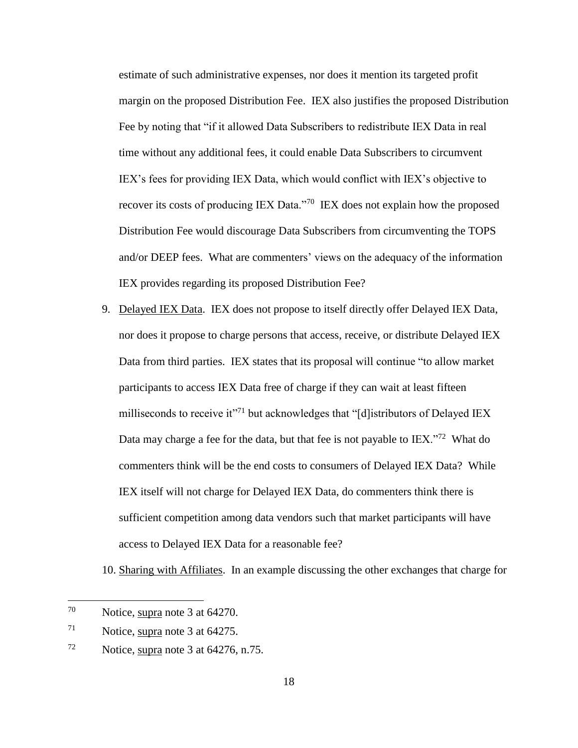estimate of such administrative expenses, nor does it mention its targeted profit margin on the proposed Distribution Fee. IEX also justifies the proposed Distribution Fee by noting that "if it allowed Data Subscribers to redistribute IEX Data in real time without any additional fees, it could enable Data Subscribers to circumvent IEX's fees for providing IEX Data, which would conflict with IEX's objective to recover its costs of producing IEX Data."[70] IEX does not explain how the proposed Distribution Fee would discourage Data Subscribers from circumventing the TOPS and/or DEEP fees. What are commenters' views on the adequacy of the information IEX provides regarding its proposed Distribution Fee?

9. Delayed IEX Data. IEX does not propose to itself directly offer Delayed IEX Data, nor does it propose to charge persons that access, receive, or distribute Delayed IEX Data from third parties. IEX states that its proposal will continue "to allow market participants to access IEX Data free of charge if they can wait at least fifteen milliseconds to receive it"[71] but acknowledges that "[d]istributors of Delayed IEX Data may charge a fee for the data, but that fee is not payable to IEX."[72] What do commenters think will be the end costs to consumers of Delayed IEX Data? While IEX itself will not charge for Delayed IEX Data, do commenters think there is sufficient competition among data vendors such that market participants will have access to Delayed IEX Data for a reasonable fee?

10. Sharing with Affiliates. In an example discussing the other exchanges that charge for

---

[70] Notice, supra note 3 at 64270.

[71] Notice, supra note 3 at 64275.

[72] Notice, supra note 3 at 64276, n.75.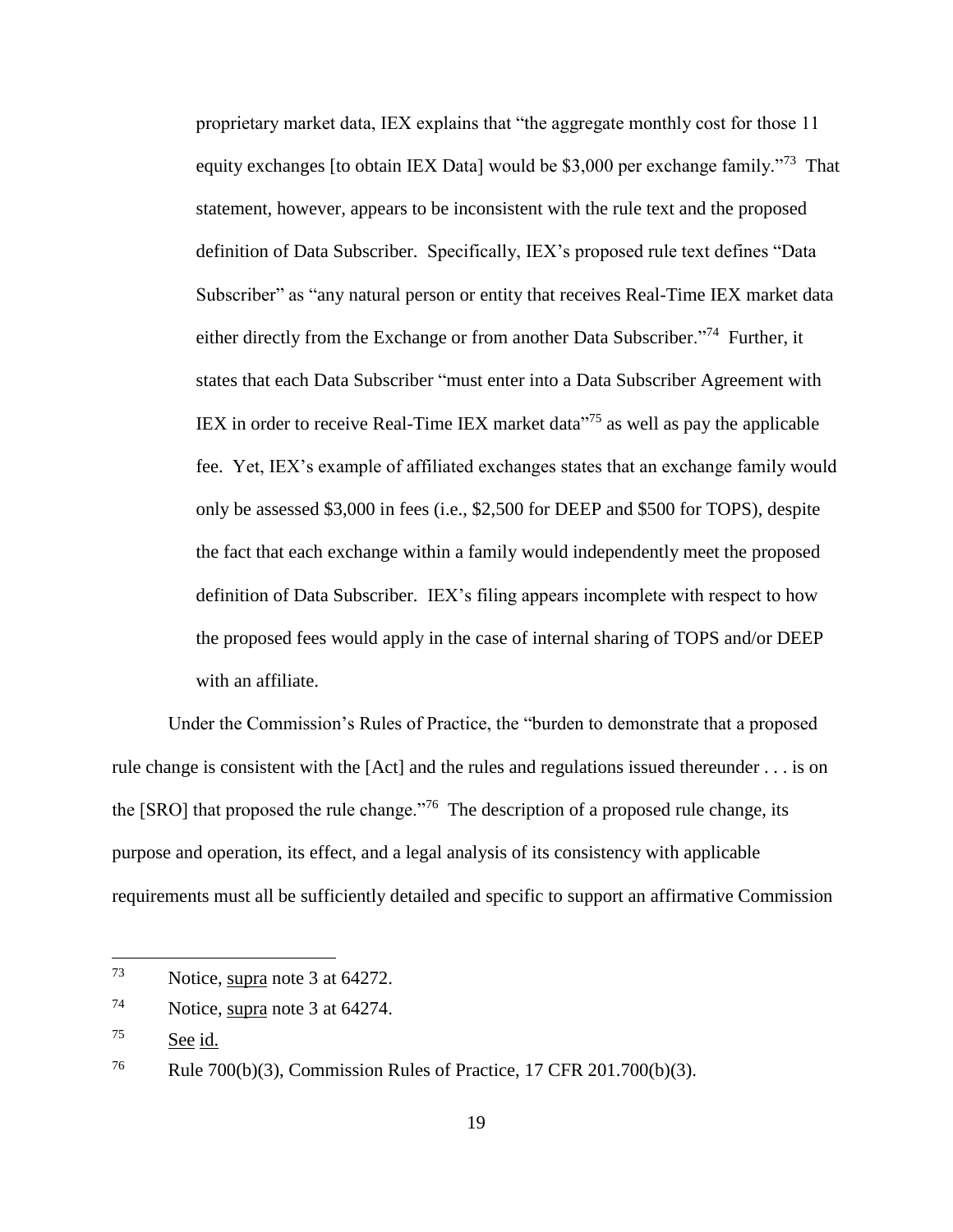proprietary market data, IEX explains that "the aggregate monthly cost for those 11 equity exchanges [to obtain IEX Data] would be $3,000 per exchange family."[73] That statement, however, appears to be inconsistent with the rule text and the proposed definition of Data Subscriber. Specifically, IEX's proposed rule text defines "Data Subscriber" as "any natural person or entity that receives Real-Time IEX market data either directly from the Exchange or from another Data Subscriber."[74] Further, it states that each Data Subscriber "must enter into a Data Subscriber Agreement with IEX in order to receive Real-Time IEX market data"[75] as well as pay the applicable fee. Yet, IEX's example of affiliated exchanges states that an exchange family would only be assessed $3,000 in fees (i.e., $2,500 for DEEP and $500 for TOPS), despite the fact that each exchange within a family would independently meet the proposed definition of Data Subscriber. IEX's filing appears incomplete with respect to how the proposed fees would apply in the case of internal sharing of TOPS and/or DEEP with an affiliate.

Under the Commission's Rules of Practice, the "burden to demonstrate that a proposed rule change is consistent with the [Act] and the rules and regulations issued thereunder . . . is on the [SRO] that proposed the rule change."[76] The description of a proposed rule change, its purpose and operation, its effect, and a legal analysis of its consistency with applicable requirements must all be sufficiently detailed and specific to support an affirmative Commission

---

[73] Notice, supra note 3 at 64272.

[74] Notice, supra note 3 at 64274.

[75] See id.

[76] Rule 700(b)(3), Commission Rules of Practice, 17 CFR 201.700(b)(3).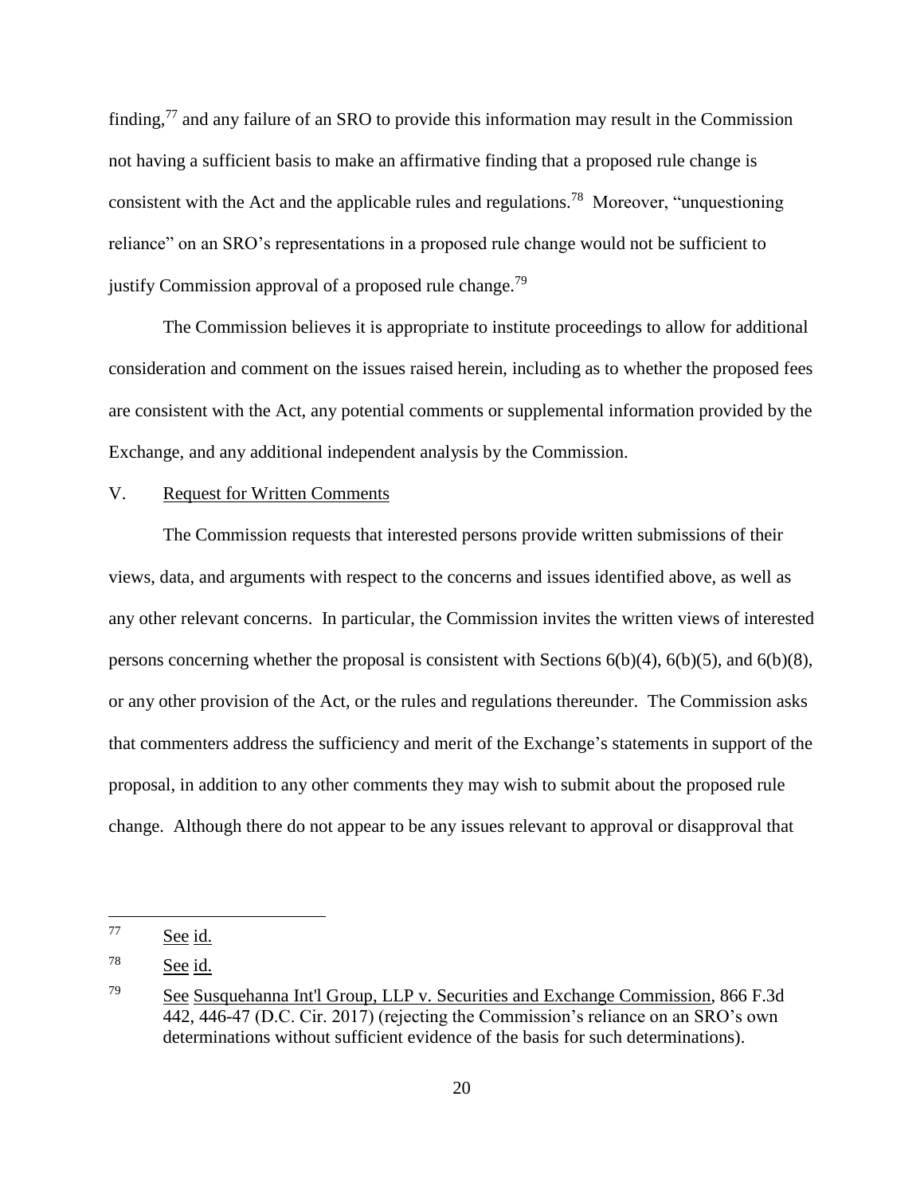finding,[77] and any failure of an SRO to provide this information may result in the Commission not having a sufficient basis to make an affirmative finding that a proposed rule change is consistent with the Act and the applicable rules and regulations.[78] Moreover, "unquestioning reliance" on an SRO's representations in a proposed rule change would not be sufficient to justify Commission approval of a proposed rule change.[79]

The Commission believes it is appropriate to institute proceedings to allow for additional consideration and comment on the issues raised herein, including as to whether the proposed fees are consistent with the Act, any potential comments or supplemental information provided by the Exchange, and any additional independent analysis by the Commission.

V. Request for Written Comments

The Commission requests that interested persons provide written submissions of their views, data, and arguments with respect to the concerns and issues identified above, as well as any other relevant concerns. In particular, the Commission invites the written views of interested persons concerning whether the proposal is consistent with Sections 6(b)(4), 6(b)(5), and 6(b)(8), or any other provision of the Act, or the rules and regulations thereunder. The Commission asks that commenters address the sufficiency and merit of the Exchange's statements in support of the proposal, in addition to any other comments they may wish to submit about the proposed rule change. Although there do not appear to be any issues relevant to approval or disapproval that

---

[77] See id.

[78] See id.

[79] See Susquehanna Int'l Group, LLP v. Securities and Exchange Commission, 866 F.3d 442, 446-47 (D.C. Cir. 2017) (rejecting the Commission's reliance on an SRO's own determinations without sufficient evidence of the basis for such determinations).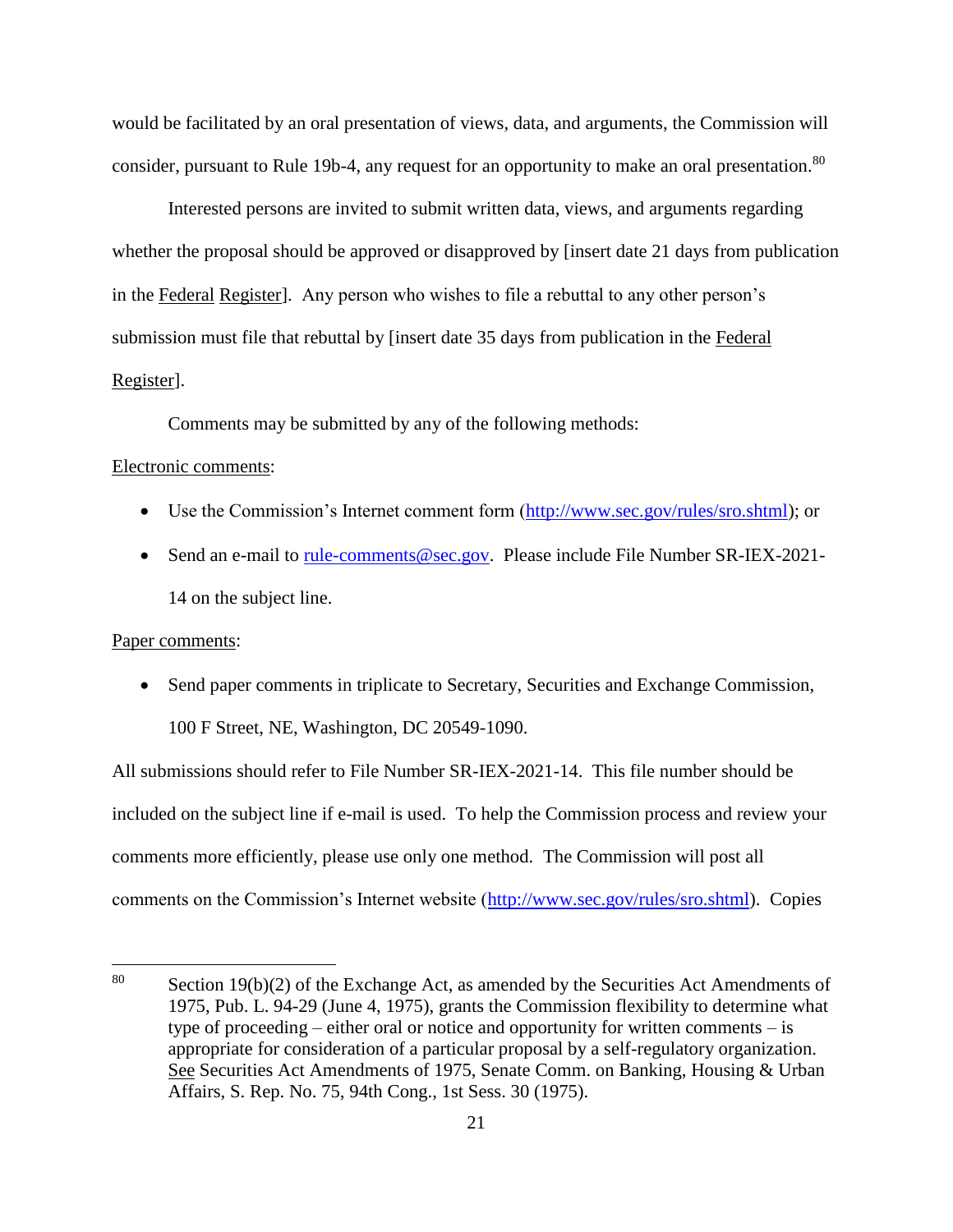would be facilitated by an oral presentation of views, data, and arguments, the Commission will consider, pursuant to Rule 19b-4, any request for an opportunity to make an oral presentation.[80]

Interested persons are invited to submit written data, views, and arguments regarding whether the proposal should be approved or disapproved by [insert date 21 days from publication in the Federal Register]. Any person who wishes to file a rebuttal to any other person's submission must file that rebuttal by [insert date 35 days from publication in the Federal Register].

Comments may be submitted by any of the following methods:

Electronic comments:

- Use the Commission's Internet comment form (http://www.sec.gov/rules/sro.shtml); or
- Send an e-mail to rule-comments@sec.gov. Please include File Number SR-IEX-2021-14 on the subject line.

Paper comments:

- Send paper comments in triplicate to Secretary, Securities and Exchange Commission, 100 F Street, NE, Washington, DC 20549-1090.

All submissions should refer to File Number SR-IEX-2021-14. This file number should be included on the subject line if e-mail is used. To help the Commission process and review your comments more efficiently, please use only one method. The Commission will post all comments on the Commission's Internet website (http://www.sec.gov/rules/sro.shtml). Copies

---

[80] Section 19(b)(2) of the Exchange Act, as amended by the Securities Act Amendments of 1975, Pub. L. 94-29 (June 4, 1975), grants the Commission flexibility to determine what type of proceeding – either oral or notice and opportunity for written comments – is appropriate for consideration of a particular proposal by a self-regulatory organization. See Securities Act Amendments of 1975, Senate Comm. on Banking, Housing & Urban Affairs, S. Rep. No. 75, 94th Cong., 1st Sess. 30 (1975).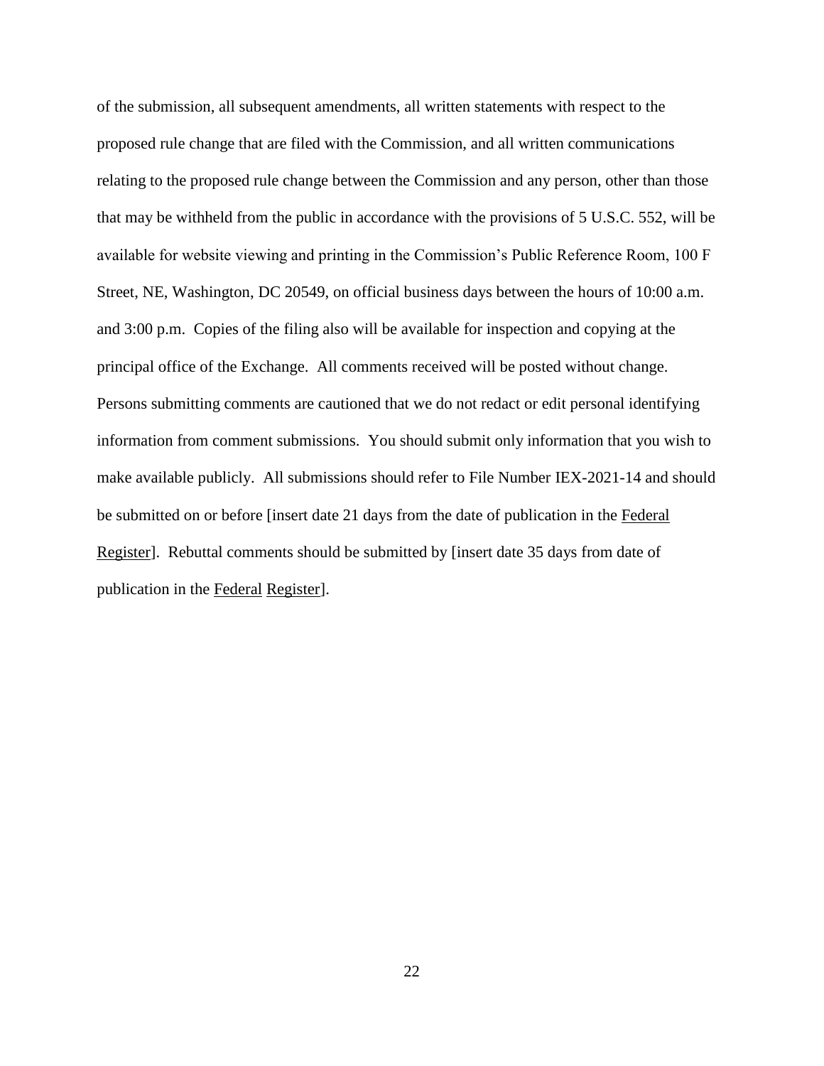of the submission, all subsequent amendments, all written statements with respect to the proposed rule change that are filed with the Commission, and all written communications relating to the proposed rule change between the Commission and any person, other than those that may be withheld from the public in accordance with the provisions of 5 U.S.C. 552, will be available for website viewing and printing in the Commission's Public Reference Room, 100 F Street, NE, Washington, DC 20549, on official business days between the hours of 10:00 a.m. and 3:00 p.m. Copies of the filing also will be available for inspection and copying at the principal office of the Exchange. All comments received will be posted without change. Persons submitting comments are cautioned that we do not redact or edit personal identifying information from comment submissions. You should submit only information that you wish to make available publicly. All submissions should refer to File Number IEX-2021-14 and should be submitted on or before [insert date 21 days from the date of publication in the Federal Register]. Rebuttal comments should be submitted by [insert date 35 days from date of publication in the Federal Register].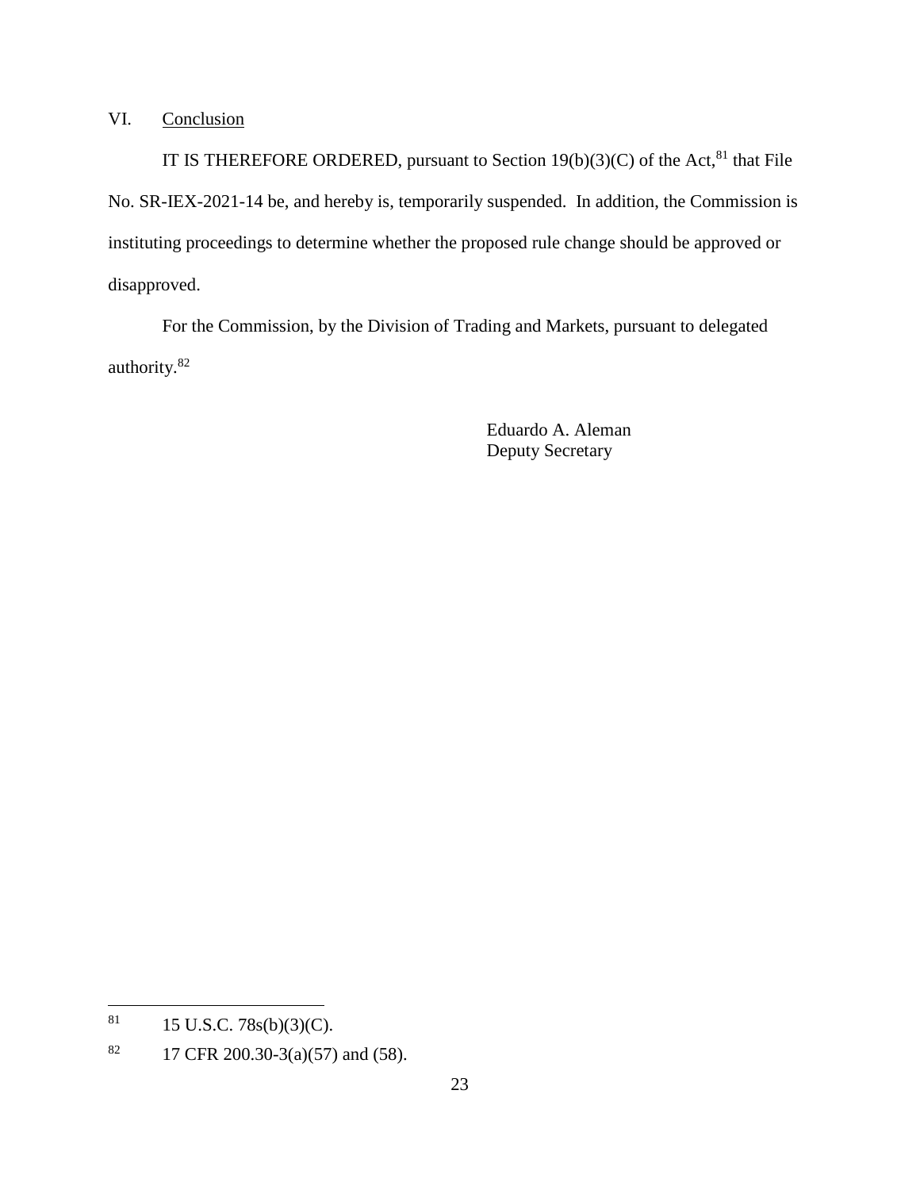## VI. Conclusion

IT IS THEREFORE ORDERED, pursuant to Section 19(b)(3)(C) of the Act,[81] that File No. SR-IEX-2021-14 be, and hereby is, temporarily suspended. In addition, the Commission is instituting proceedings to determine whether the proposed rule change should be approved or disapproved.

For the Commission, by the Division of Trading and Markets, pursuant to delegated authority.[82]

Eduardo A. Aleman
Deputy Secretary

---

81 15 U.S.C. 78s(b)(3)(C).

82 17 CFR 200.30-3(a)(57) and (58).